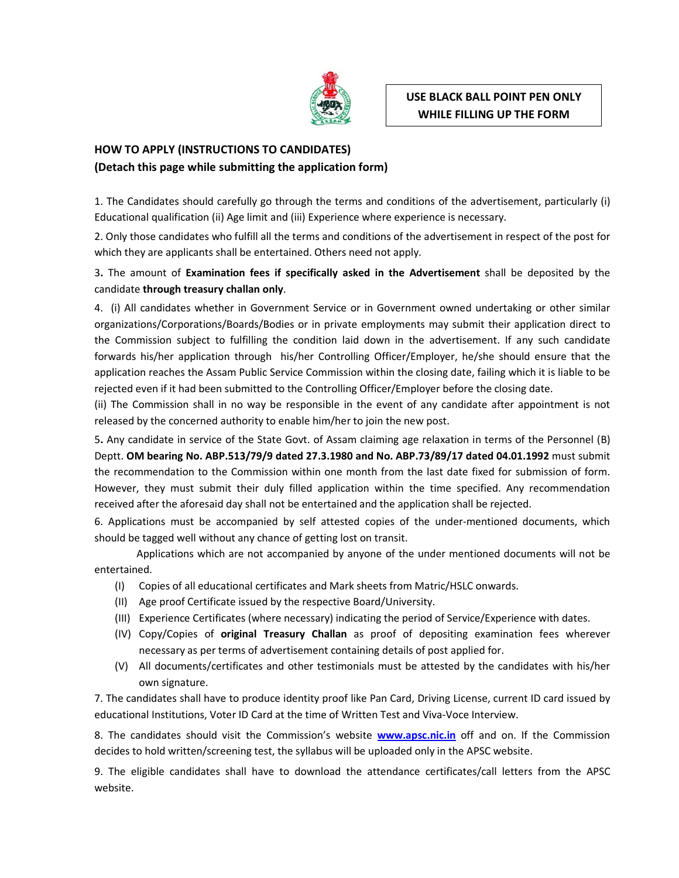**USE BLACK BALL POINT PEN ONLY WHILE FILLING UP THE FORM**

## HOW TO APPLY (INSTRUCTIONS TO CANDIDATES)
### (Detach this page while submitting the application form)

1. The Candidates should carefully go through the terms and conditions of the advertisement, particularly (i) Educational qualification (ii) Age limit and (iii) Experience where experience is necessary.

2. Only those candidates who fulfill all the terms and conditions of the advertisement in respect of the post for which they are applicants shall be entertained. Others need not apply.

3. The amount of **Examination fees if specifically asked in the Advertisement** shall be deposited by the candidate **through treasury challan only**.

4. (i) All candidates whether in Government Service or in Government owned undertaking or other similar organizations/Corporations/Boards/Bodies or in private employments may submit their application direct to the Commission subject to fulfilling the condition laid down in the advertisement. If any such candidate forwards his/her application through his/her Controlling Officer/Employer, he/she should ensure that the application reaches the Assam Public Service Commission within the closing date, failing which it is liable to be rejected even if it had been submitted to the Controlling Officer/Employer before the closing date.

(ii) The Commission shall in no way be responsible in the event of any candidate after appointment is not released by the concerned authority to enable him/her to join the new post.

5. Any candidate in service of the State Govt. of Assam claiming age relaxation in terms of the Personnel (B) Deptt. **OM bearing No. ABP.513/79/9 dated 27.3.1980 and No. ABP.73/89/17 dated 04.01.1992** must submit the recommendation to the Commission within one month from the last date fixed for submission of form. However, they must submit their duly filled application within the time specified. Any recommendation received after the aforesaid day shall not be entertained and the application shall be rejected.

6. Applications must be accompanied by self attested copies of the under-mentioned documents, which should be tagged well without any chance of getting lost on transit.

Applications which are not accompanied by anyone of the under mentioned documents will not be entertained.

(I) Copies of all educational certificates and Mark sheets from Matric/HSLC onwards.
(II) Age proof Certificate issued by the respective Board/University.
(III) Experience Certificates (where necessary) indicating the period of Service/Experience with dates.
(IV) Copy/Copies of **original Treasury Challan** as proof of depositing examination fees wherever necessary as per terms of advertisement containing details of post applied for.
(V) All documents/certificates and other testimonials must be attested by the candidates with his/her own signature.

7. The candidates shall have to produce identity proof like Pan Card, Driving License, current ID card issued by educational Institutions, Voter ID Card at the time of Written Test and Viva-Voce Interview.

8. The candidates should visit the Commission's website **www.apsc.nic.in** off and on. If the Commission decides to hold written/screening test, the syllabus will be uploaded only in the APSC website.

9. The eligible candidates shall have to download the attendance certificates/call letters from the APSC website.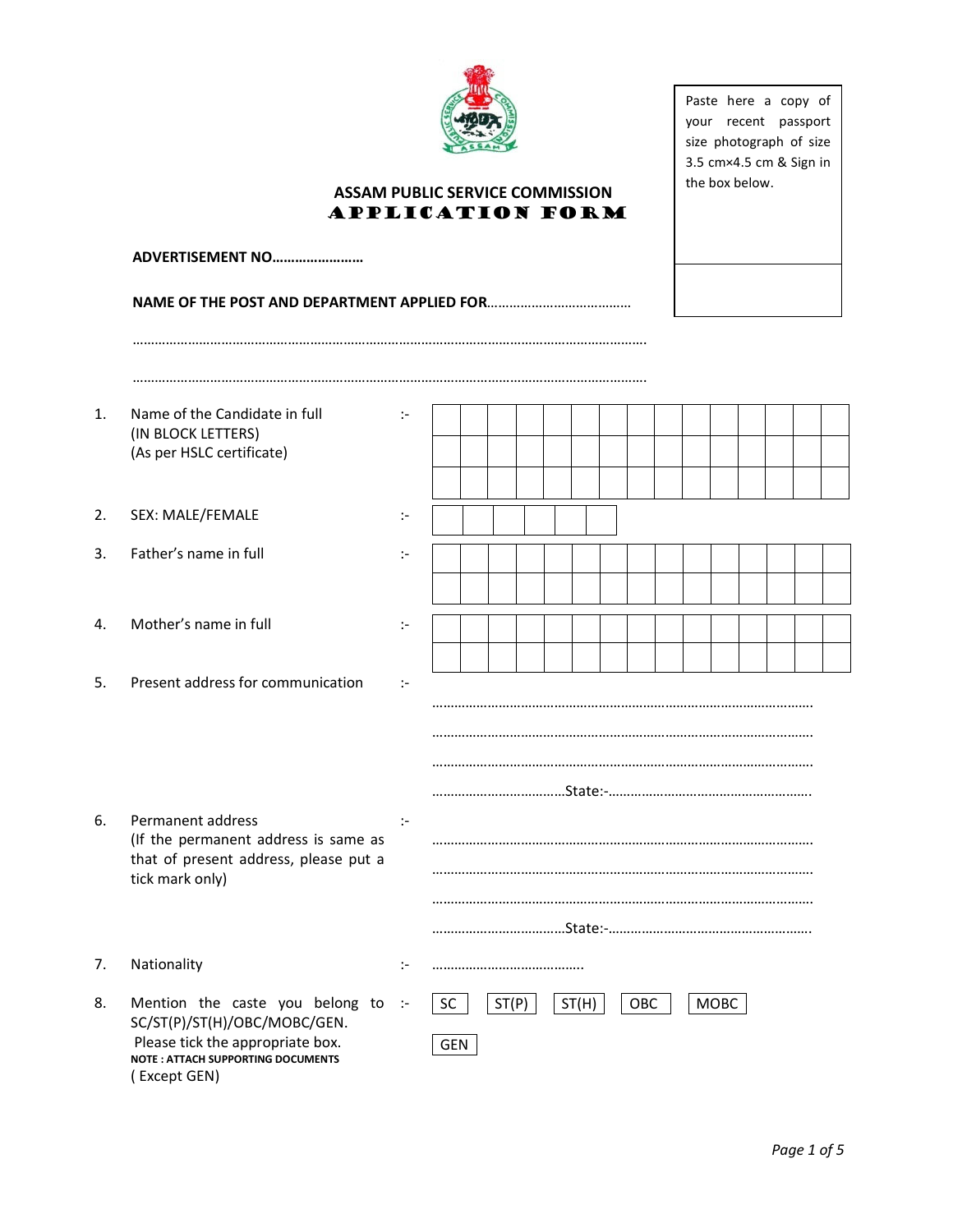# ASSAM PUBLIC SERVICE COMMISSION

## APPLICATION FORM

Paste here a copy of your recent passport size photograph of size 3.5 cm×4.5 cm & Sign in the box below.

**ADVERTISEMENT NO……………………**

**NAME OF THE POST AND DEPARTMENT APPLIED FOR**…………………………………

……………………………………………………………………………………………………………………

……………………………………………………………………………………………………………………

1. Name of the Candidate in full (IN BLOCK LETTERS) (As per HSLC certificate) :-

2. SEX: MALE/FEMALE :-

3. Father's name in full :-

4. Mother's name in full :-

5. Present address for communication :-
   ……………………………………………………………………………………………
   ……………………………………………………………………………………………
   ……………………………………………………………………………………………
   ………………………………State:-……………………………………………….

6. Permanent address (If the permanent address is same as that of present address, please put a tick mark only) :-
   ……………………………………………………………………………………………
   ……………………………………………………………………………………………
   ……………………………………………………………………………………………
   ………………………………State:-……………………………………………….

7. Nationality :- …………………………………..

8. Mention the caste you belong to SC/ST(P)/ST(H)/OBC/MOBC/GEN. Please tick the appropriate box. :-
   **NOTE : ATTACH SUPPORTING DOCUMENTS** ( Except GEN)

   SC | ST(P) | ST(H) | OBC | MOBC | GEN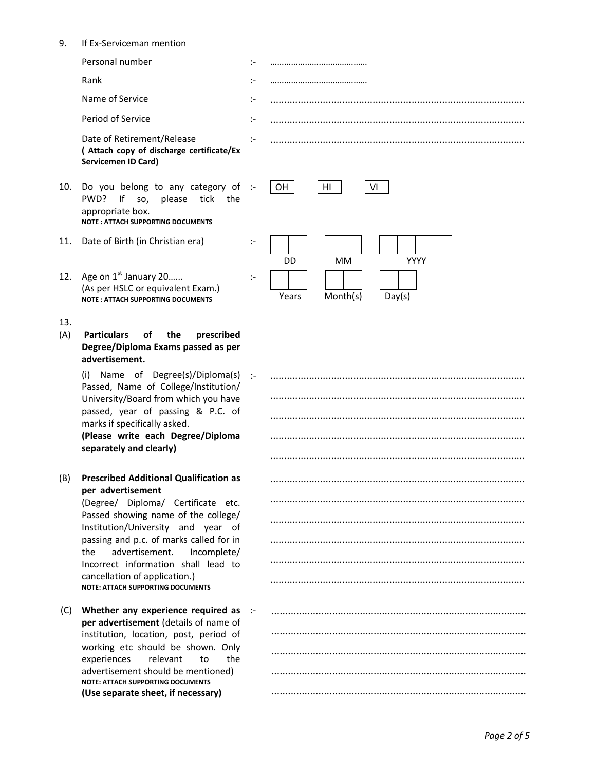9. If Ex-Serviceman mention

   Personal number :- ……………………………………

   Rank :- ……………………………………

   Name of Service :- …………………………………………………………………………………

   Period of Service :- …………………………………………………………………………………

   Date of Retirement/Release :- …………………………………………………………………………………
   **( Attach copy of discharge certificate/Ex Servicemen ID Card)**

10. Do you belong to any category of PWD? If so, please tick the appropriate box. :- OH HI VI
    **NOTE : ATTACH SUPPORTING DOCUMENTS**

11. Date of Birth (in Christian era) :-

| DD | MM | YYYY |
|---|---|---|
| | | |

12. Age on 1st January 20…… :-
    (As per HSLC or equivalent Exam.)
    **NOTE : ATTACH SUPPORTING DOCUMENTS**

| Years | Month(s) | Day(s) |
|---|---|---|
| | | |

13.

(A) **Particulars of the prescribed Degree/Diploma Exams passed as per advertisement.**

(i) Name of Degree(s)/Diploma(s) Passed, Name of College/Institution/ University/Board from which you have passed, year of passing & P.C. of marks if specifically asked. :- …………………………………………………………………………………
**(Please write each Degree/Diploma separately and clearly)**

…………………………………………………………………………………

…………………………………………………………………………………

…………………………………………………………………………………

…………………………………………………………………………………

(B) **Prescribed Additional Qualification as per advertisement**
(Degree/ Diploma/ Certificate etc. Passed showing name of the college/ Institution/University and year of passing and p.c. of marks called for in the advertisement. Incomplete/ Incorrect information shall lead to cancellation of application.)
**NOTE: ATTACH SUPPORTING DOCUMENTS**

…………………………………………………………………………………

…………………………………………………………………………………

…………………………………………………………………………………

…………………………………………………………………………………

…………………………………………………………………………………

…………………………………………………………………………………

(C) **Whether any experience required as per advertisement** (details of name of institution, location, post, period of working etc should be shown. Only experiences relevant to the advertisement should be mentioned) :- …………………………………………………………………………………
**NOTE: ATTACH SUPPORTING DOCUMENTS**
**(Use separate sheet, if necessary)**

…………………………………………………………………………………

…………………………………………………………………………………

…………………………………………………………………………………

…………………………………………………………………………………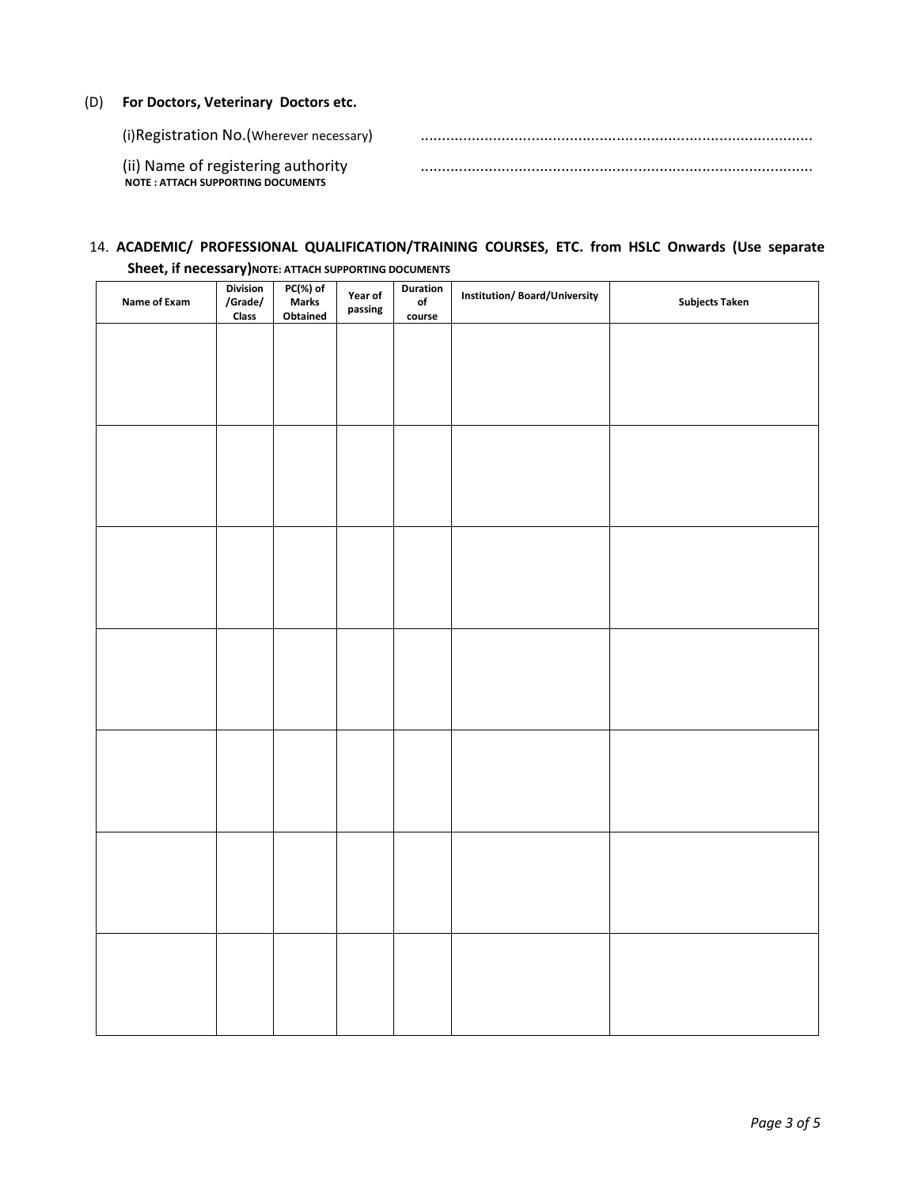(D) **For Doctors, Veterinary Doctors etc.**

(i)Registration No.(Wherever necessary) ..........................................................................................

(ii) Name of registering authority ..........................................................................................

**NOTE : ATTACH SUPPORTING DOCUMENTS**

14. **ACADEMIC/ PROFESSIONAL QUALIFICATION/TRAINING COURSES, ETC. from HSLC Onwards (Use separate Sheet, if necessary)NOTE: ATTACH SUPPORTING DOCUMENTS**

| Name of Exam | Division /Grade/ Class | PC(%) of Marks Obtained | Year of passing | Duration of course | Institution/ Board/University | Subjects Taken |
|---|---|---|---|---|---|---|
| | | | | | | |
| | | | | | | |
| | | | | | | |
| | | | | | | |
| | | | | | | |
| | | | | | | |
| | | | | | | |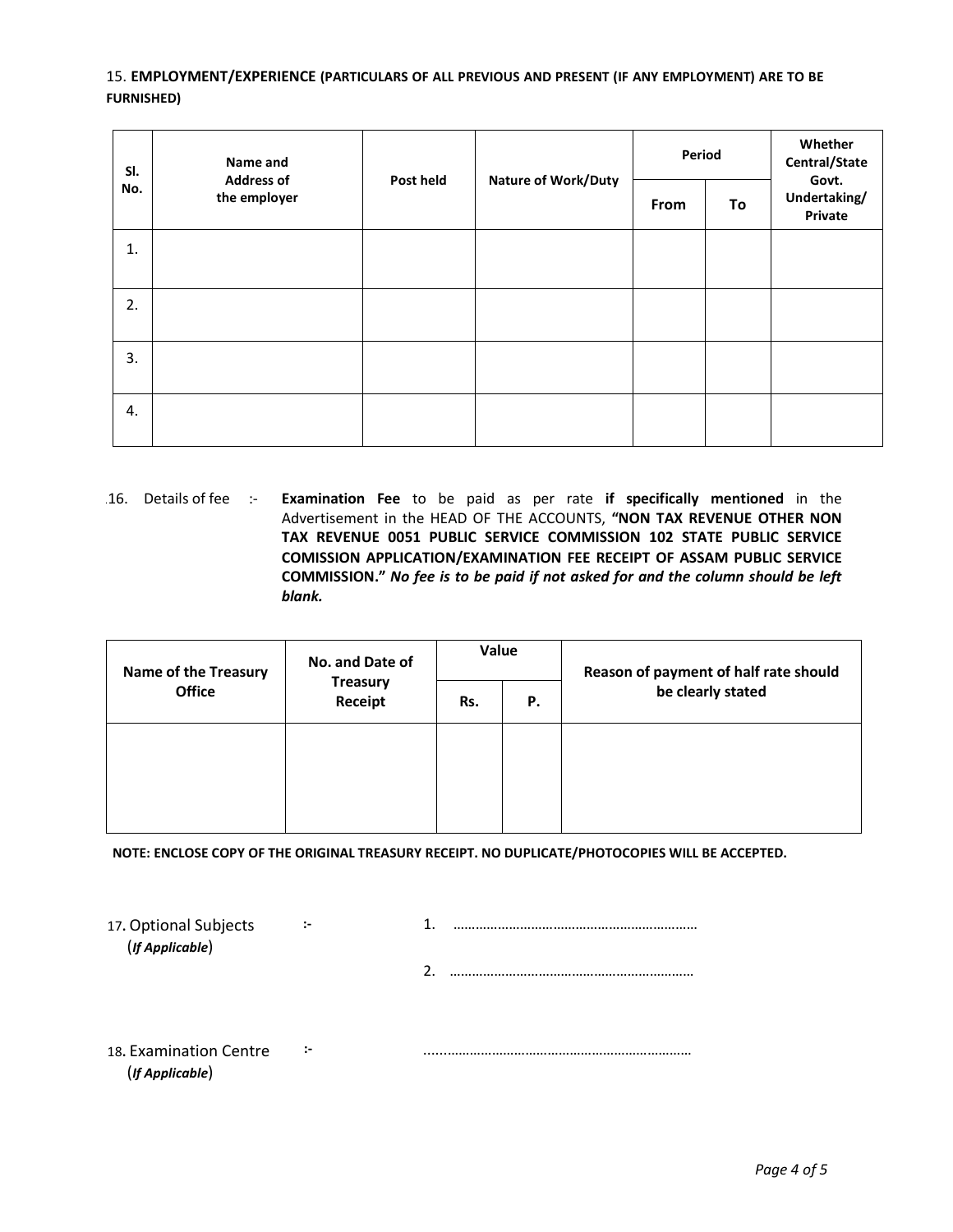15. **EMPLOYMENT/EXPERIENCE (PARTICULARS OF ALL PREVIOUS AND PRESENT (IF ANY EMPLOYMENT) ARE TO BE FURNISHED)**

| Sl. No. | Name and Address of the employer | Post held | Nature of Work/Duty | Period | | Whether Central/State Govt. Undertaking/ Private |
|---|---|---|---|---|---|---|
| | | | | From | To | |
| 1. | | | | | | |
| 2. | | | | | | |
| 3. | | | | | | |
| 4. | | | | | | |

16. Details of fee :- **Examination Fee** to be paid as per rate **if specifically mentioned** in the Advertisement in the HEAD OF THE ACCOUNTS, **"NON TAX REVENUE OTHER NON TAX REVENUE 0051 PUBLIC SERVICE COMMISSION 102 STATE PUBLIC SERVICE COMISSION APPLICATION/EXAMINATION FEE RECEIPT OF ASSAM PUBLIC SERVICE COMMISSION."** ***No fee is to be paid if not asked for and the column should be left blank.***

| Name of the Treasury Office | No. and Date of Treasury Receipt | Value | | Reason of payment of half rate should be clearly stated |
|---|---|---|---|---|
| | | Rs. | P. | |
| | | | | |

**NOTE: ENCLOSE COPY OF THE ORIGINAL TREASURY RECEIPT. NO DUPLICATE/PHOTOCOPIES WILL BE ACCEPTED.**

17. Optional Subjects (***If Applicable***) :- 1. ………………………………………………………

2. ………………………………………………………

18. Examination Centre (***If Applicable***) :- ………………………………………………………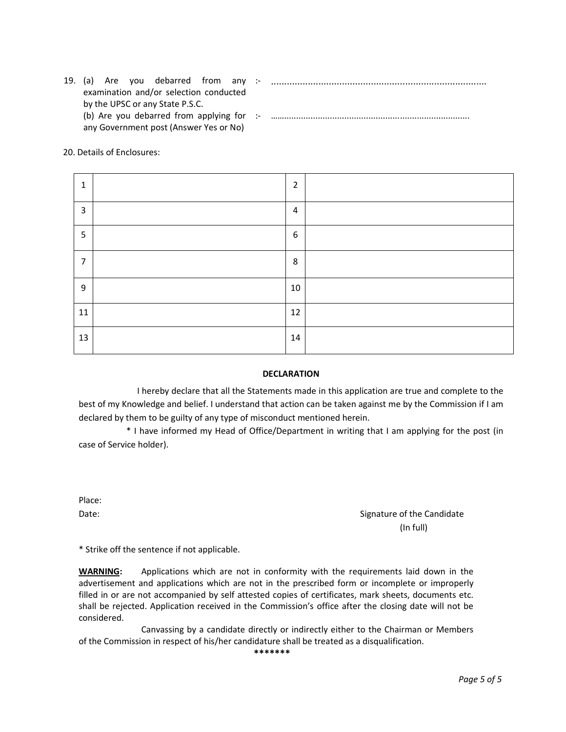19. (a) Are you debarred from any examination and/or selection conducted by the UPSC or any State P.S.C. :- ..................................................................................

    (b) Are you debarred from applying for any Government post (Answer Yes or No) :- ..................................................................................

20. Details of Enclosures:

| | | | |
|---|---|---|---|
| 1 | | 2 | |
| 3 | | 4 | |
| 5 | | 6 | |
| 7 | | 8 | |
| 9 | | 10 | |
| 11 | | 12 | |
| 13 | | 14 | |

**DECLARATION**

I hereby declare that all the Statements made in this application are true and complete to the best of my Knowledge and belief. I understand that action can be taken against me by the Commission if I am declared by them to be guilty of any type of misconduct mentioned herein.

* I have informed my Head of Office/Department in writing that I am applying for the post (in case of Service holder).

Place:

Date:

Signature of the Candidate
(In full)

* Strike off the sentence if not applicable.

**WARNING:** Applications which are not in conformity with the requirements laid down in the advertisement and applications which are not in the prescribed form or incomplete or improperly filled in or are not accompanied by self attested copies of certificates, mark sheets, documents etc. shall be rejected. Application received in the Commission's office after the closing date will not be considered.

Canvassing by a candidate directly or indirectly either to the Chairman or Members of the Commission in respect of his/her candidature shall be treated as a disqualification.

*******